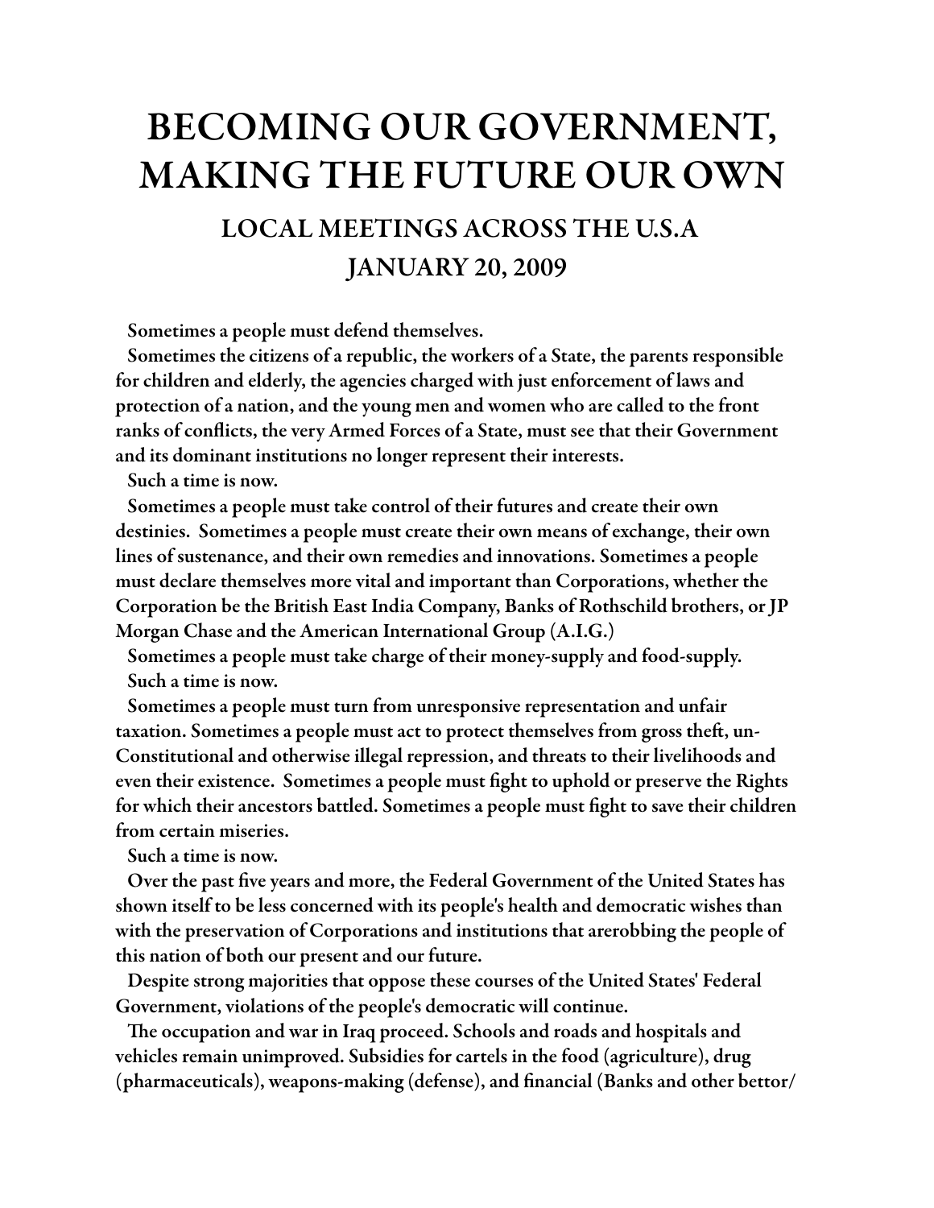# BECOMING OUR GOVERNMENT, MAKING THE FUTURE OUR OWN

## LOCAL MEETINGS ACROSS THE U.S.A

## JANUARY 20, 2009

Sometimes a people must defend themselves.

Sometimes the citizens of a republic, the workers of a State, the parents responsible for children and elderly, the agencies charged with just enforcement of laws and protection of a nation, and the young men and women who are called to the front ranks of conflicts, the very Armed Forces of a State, must see that their Government and its dominant institutions no longer represent their interests.

Such a time is now.

Sometimes a people must take control of their futures and create their own destinies. Sometimes a people must create their own means of exchange, their own lines of sustenance, and their own remedies and innovations. Sometimes a people must declare themselves more vital and important than Corporations, whether the Corporation be the British East India Company, Banks of Rothschild brothers, or JP Morgan Chase and the American International Group (A.I.G.)

Sometimes a people must take charge of their money-supply and food-supply.

Such a time is now.

Sometimes a people must turn from unresponsive representation and unfair taxation. Sometimes a people must act to protect themselves from gross theft, un-Constitutional and otherwise illegal repression, and threats to their livelihoods and even their existence. Sometimes a people must fight to uphold or preserve the Rights for which their ancestors battled. Sometimes a people must fight to save their children from certain miseries.

Such a time is now.

Over the past five years and more, the Federal Government of the United States has shown itself to be less concerned with its people's health and democratic wishes than with the preservation of Corporations and institutions that arerobbing the people of this nation of both our present and our future.

Despite strong majorities that oppose these courses of the United States' Federal Government, violations of the people's democratic will continue.

The occupation and war in Iraq proceed. Schools and roads and hospitals and vehicles remain unimproved. Subsidies for cartels in the food (agriculture), drug (pharmaceuticals), weapons-making (defense), and financial (Banks and other bettor/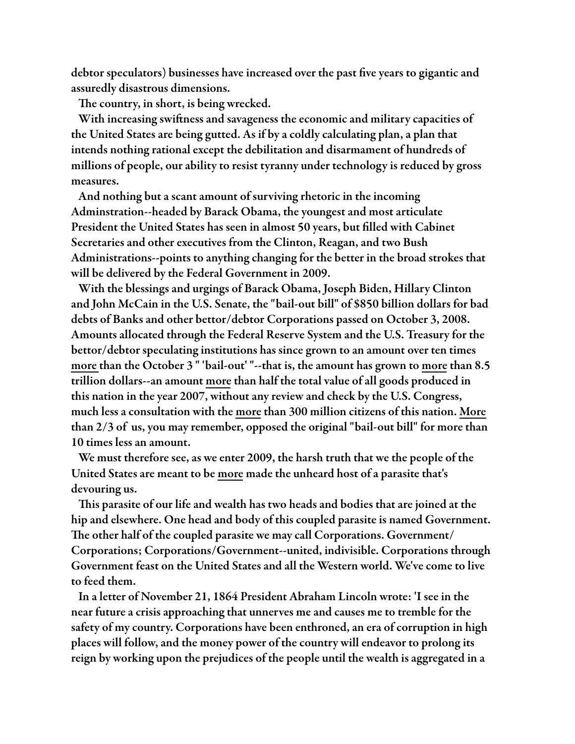**debtor speculators) businesses have increased over the past five years to gigantic and assuredly disastrous dimensions.**

**The country, in short, is being wrecked.**

**With increasing swiftness and savageness the economic and military capacities of the United States are being gutted. As if by a coldly calculating plan, a plan that intends nothing rational except the debilitation and disarmament of hundreds of millions of people, our ability to resist tyranny under technology is reduced by gross measures.**

**And nothing but a scant amount of surviving rhetoric in the incoming Adminstration--headed by Barack Obama, the youngest and most articulate President the United States has seen in almost 50 years, but filled with Cabinet Secretaries and other executives from the Clinton, Reagan, and two Bush Administrations--points to anything changing for the better in the broad strokes that will be delivered by the Federal Government in 2009.**

**With the blessings and urgings of Barack Obama, Joseph Biden, Hillary Clinton and John McCain in the U.S. Senate, the "bail-out bill" of $850 billion dollars for bad debts of Banks and other bettor/debtor Corporations passed on October 3, 2008. Amounts allocated through the Federal Reserve System and the U.S. Treasury for the bettor/debtor speculating institutions has since grown to an amount over ten times <u>more</u> than the October 3 " 'bail-out' "--that is, the amount has grown to <u>more</u> than 8.5 trillion dollars--an amount <u>more</u> than half the total value of all goods produced in this nation in the year 2007, without any review and check by the U.S. Congress, much less a consultation with the <u>more</u> than 300 million citizens of this nation. <u>More</u> than 2/3 of us, you may remember, opposed the original "bail-out bill" for more than 10 times less an amount.**

**We must therefore see, as we enter 2009, the harsh truth that we the people of the United States are meant to be <u>more</u> made the unheard host of a parasite that's devouring us.**

**This parasite of our life and wealth has two heads and bodies that are joined at the hip and elsewhere. One head and body of this coupled parasite is named Government. The other half of the coupled parasite we may call Corporations. Government/ Corporations; Corporations/Government--united, indivisible. Corporations through Government feast on the United States and all the Western world. We've come to live to feed them.**

**In a letter of November 21, 1864 President Abraham Lincoln wrote: 'I see in the near future a crisis approaching that unnerves me and causes me to tremble for the safety of my country. Corporations have been enthroned, an era of corruption in high places will follow, and the money power of the country will endeavor to prolong its reign by working upon the prejudices of the people until the wealth is aggregated in a**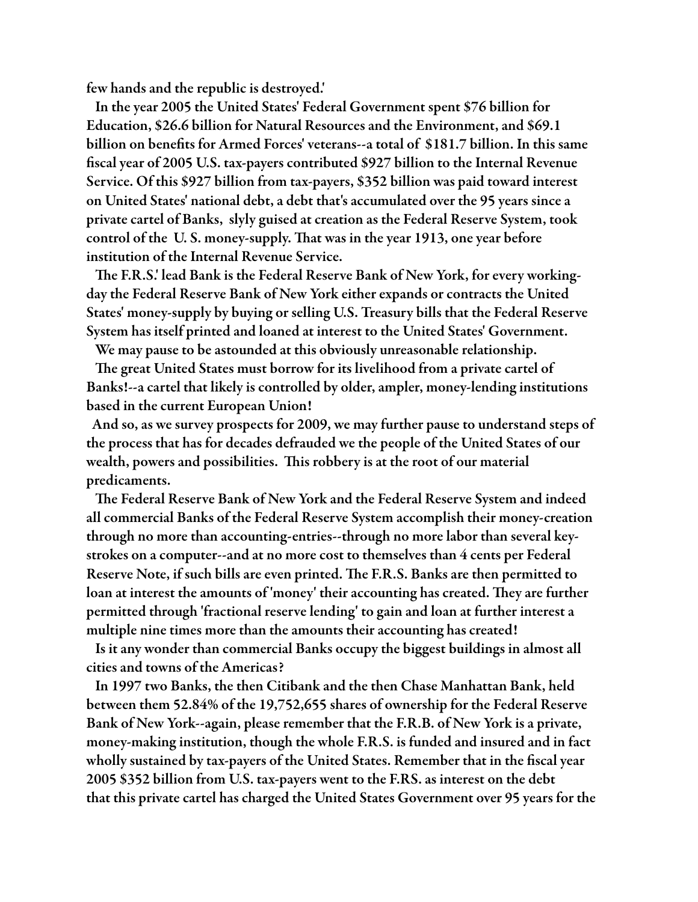few hands and the republic is destroyed.'

In the year 2005 the United States' Federal Government spent $76 billion for Education, $26.6 billion for Natural Resources and the Environment, and $69.1 billion on benefits for Armed Forces' veterans--a total of $181.7 billion. In this same fiscal year of 2005 U.S. tax-payers contributed $927 billion to the Internal Revenue Service. Of this $927 billion from tax-payers, $352 billion was paid toward interest on United States' national debt, a debt that's accumulated over the 95 years since a private cartel of Banks, slyly guised at creation as the Federal Reserve System, took control of the U. S. money-supply. That was in the year 1913, one year before institution of the Internal Revenue Service.

The F.R.S.' lead Bank is the Federal Reserve Bank of New York, for every working-day the Federal Reserve Bank of New York either expands or contracts the United States' money-supply by buying or selling U.S. Treasury bills that the Federal Reserve System has itself printed and loaned at interest to the United States' Government.

We may pause to be astounded at this obviously unreasonable relationship.

The great United States must borrow for its livelihood from a private cartel of Banks!--a cartel that likely is controlled by older, ampler, money-lending institutions based in the current European Union!

And so, as we survey prospects for 2009, we may further pause to understand steps of the process that has for decades defrauded we the people of the United States of our wealth, powers and possibilities. This robbery is at the root of our material predicaments.

The Federal Reserve Bank of New York and the Federal Reserve System and indeed all commercial Banks of the Federal Reserve System accomplish their money-creation through no more than accounting-entries--through no more labor than several key-strokes on a computer--and at no more cost to themselves than 4 cents per Federal Reserve Note, if such bills are even printed. The F.R.S. Banks are then permitted to loan at interest the amounts of 'money' their accounting has created. They are further permitted through 'fractional reserve lending' to gain and loan at further interest a multiple nine times more than the amounts their accounting has created!

Is it any wonder than commercial Banks occupy the biggest buildings in almost all cities and towns of the Americas?

In 1997 two Banks, the then Citibank and the then Chase Manhattan Bank, held between them 52.84% of the 19,752,655 shares of ownership for the Federal Reserve Bank of New York--again, please remember that the F.R.B. of New York is a private, money-making institution, though the whole F.R.S. is funded and insured and in fact wholly sustained by tax-payers of the United States. Remember that in the fiscal year 2005 $352 billion from U.S. tax-payers went to the F.RS. as interest on the debt that this private cartel has charged the United States Government over 95 years for the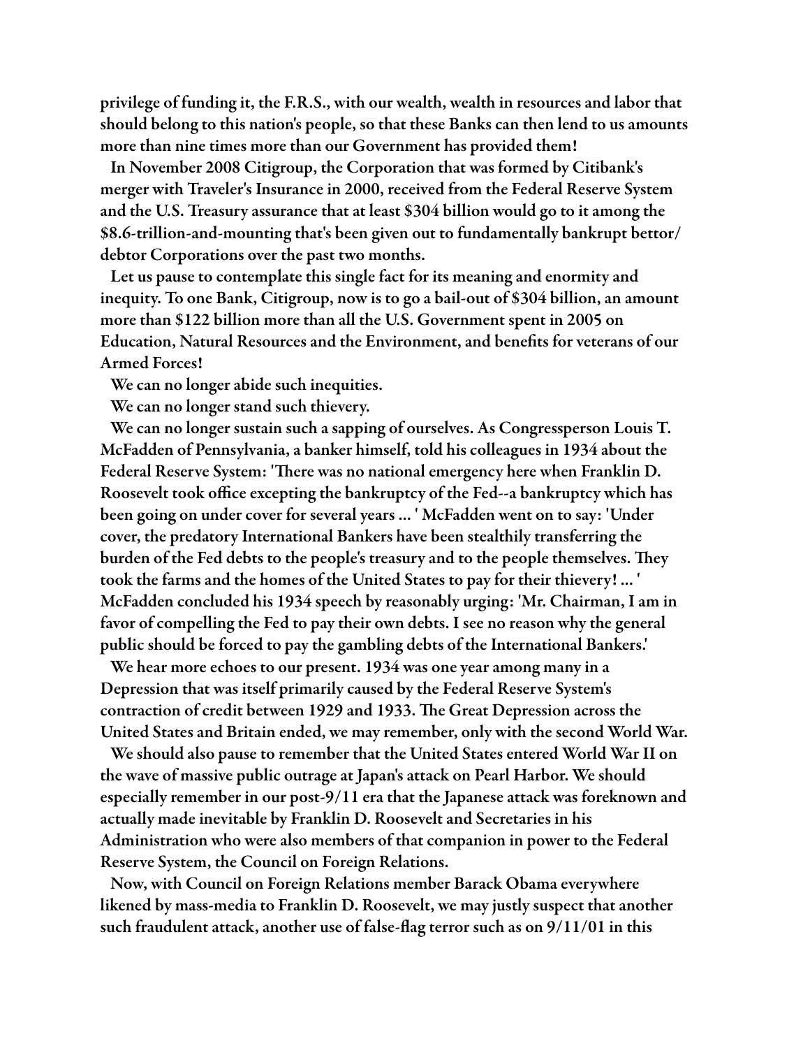**privilege of funding it, the F.R.S., with our wealth, wealth in resources and labor that should belong to this nation's people, so that these Banks can then lend to us amounts more than nine times more than our Government has provided them!**

**In November 2008 Citigroup, the Corporation that was formed by Citibank's merger with Traveler's Insurance in 2000, received from the Federal Reserve System and the U.S. Treasury assurance that at least $304 billion would go to it among the $8.6-trillion-and-mounting that's been given out to fundamentally bankrupt bettor/ debtor Corporations over the past two months.**

**Let us pause to contemplate this single fact for its meaning and enormity and inequity. To one Bank, Citigroup, now is to go a bail-out of $304 billion, an amount more than $122 billion more than all the U.S. Government spent in 2005 on Education, Natural Resources and the Environment, and benefits for veterans of our Armed Forces!**

**We can no longer abide such inequities.**

**We can no longer stand such thievery.**

**We can no longer sustain such a sapping of ourselves. As Congressperson Louis T. McFadden of Pennsylvania, a banker himself, told his colleagues in 1934 about the Federal Reserve System: 'There was no national emergency here when Franklin D. Roosevelt took office excepting the bankruptcy of the Fed--a bankruptcy which has been going on under cover for several years ... ' McFadden went on to say: 'Under cover, the predatory International Bankers have been stealthily transferring the burden of the Fed debts to the people's treasury and to the people themselves. They took the farms and the homes of the United States to pay for their thievery! ... ' McFadden concluded his 1934 speech by reasonably urging: 'Mr. Chairman, I am in favor of compelling the Fed to pay their own debts. I see no reason why the general public should be forced to pay the gambling debts of the International Bankers.'**

**We hear more echoes to our present. 1934 was one year among many in a Depression that was itself primarily caused by the Federal Reserve System's contraction of credit between 1929 and 1933. The Great Depression across the United States and Britain ended, we may remember, only with the second World War.**

**We should also pause to remember that the United States entered World War II on the wave of massive public outrage at Japan's attack on Pearl Harbor. We should especially remember in our post-9/11 era that the Japanese attack was foreknown and actually made inevitable by Franklin D. Roosevelt and Secretaries in his Administration who were also members of that companion in power to the Federal Reserve System, the Council on Foreign Relations.**

**Now, with Council on Foreign Relations member Barack Obama everywhere likened by mass-media to Franklin D. Roosevelt, we may justly suspect that another such fraudulent attack, another use of false-flag terror such as on 9/11/01 in this**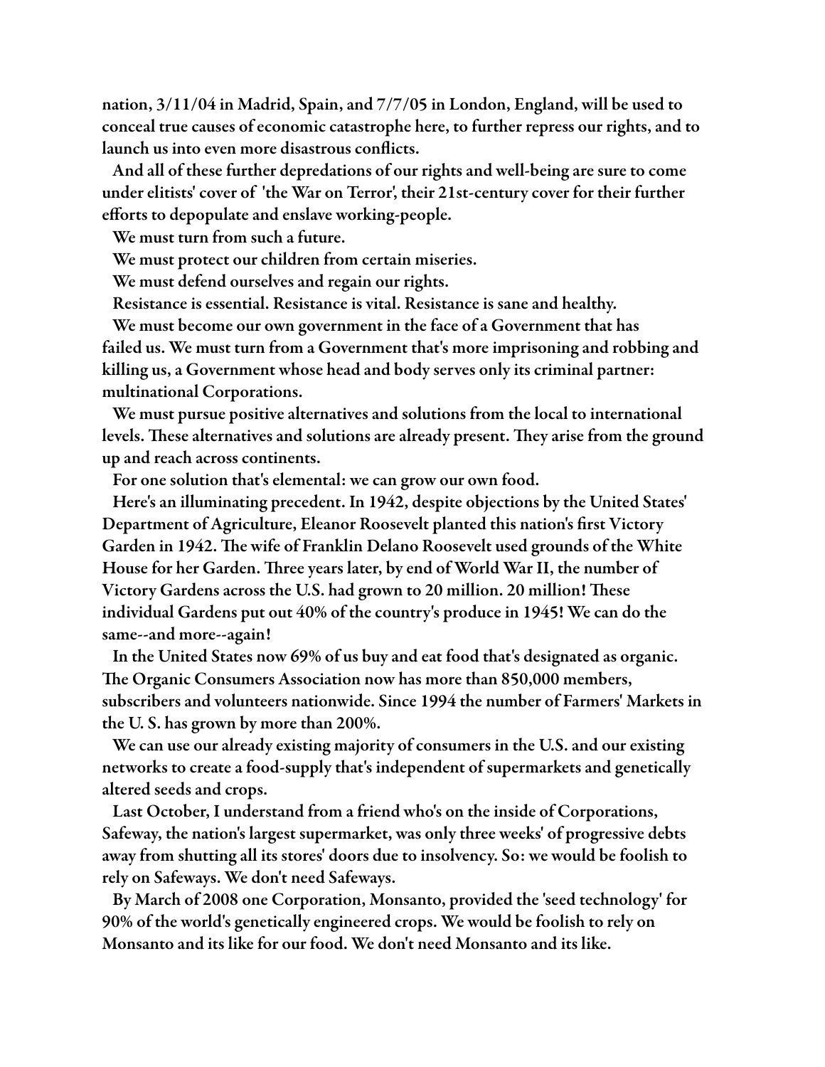nation, 3/11/04 in Madrid, Spain, and 7/7/05 in London, England, will be used to conceal true causes of economic catastrophe here, to further repress our rights, and to launch us into even more disastrous conflicts.

And all of these further depredations of our rights and well-being are sure to come under elitists' cover of 'the War on Terror', their 21st-century cover for their further efforts to depopulate and enslave working-people.

We must turn from such a future.

We must protect our children from certain miseries.

We must defend ourselves and regain our rights.

Resistance is essential. Resistance is vital. Resistance is sane and healthy.

We must become our own government in the face of a Government that has failed us. We must turn from a Government that's more imprisoning and robbing and killing us, a Government whose head and body serves only its criminal partner: multinational Corporations.

We must pursue positive alternatives and solutions from the local to international levels. These alternatives and solutions are already present. They arise from the ground up and reach across continents.

For one solution that's elemental: we can grow our own food.

Here's an illuminating precedent. In 1942, despite objections by the United States' Department of Agriculture, Eleanor Roosevelt planted this nation's first Victory Garden in 1942. The wife of Franklin Delano Roosevelt used grounds of the White House for her Garden. Three years later, by end of World War II, the number of Victory Gardens across the U.S. had grown to 20 million. 20 million! These individual Gardens put out 40% of the country's produce in 1945! We can do the same--and more--again!

In the United States now 69% of us buy and eat food that's designated as organic. The Organic Consumers Association now has more than 850,000 members, subscribers and volunteers nationwide. Since 1994 the number of Farmers' Markets in the U. S. has grown by more than 200%.

We can use our already existing majority of consumers in the U.S. and our existing networks to create a food-supply that's independent of supermarkets and genetically altered seeds and crops.

Last October, I understand from a friend who's on the inside of Corporations, Safeway, the nation's largest supermarket, was only three weeks' of progressive debts away from shutting all its stores' doors due to insolvency. So: we would be foolish to rely on Safeways. We don't need Safeways.

By March of 2008 one Corporation, Monsanto, provided the 'seed technology' for 90% of the world's genetically engineered crops. We would be foolish to rely on Monsanto and its like for our food. We don't need Monsanto and its like.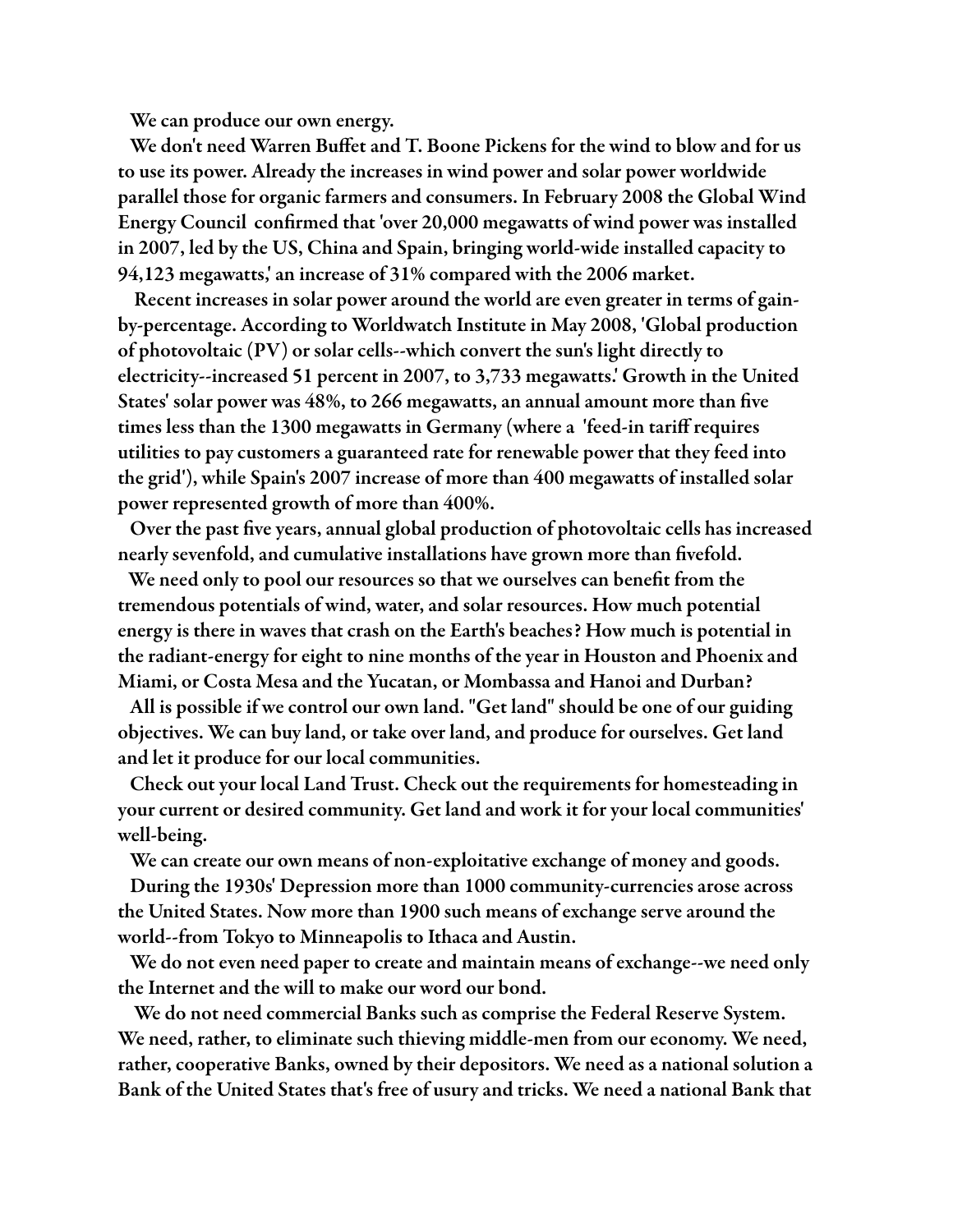We can produce our own energy.

We don't need Warren Buffet and T. Boone Pickens for the wind to blow and for us to use its power. Already the increases in wind power and solar power worldwide parallel those for organic farmers and consumers. In February 2008 the Global Wind Energy Council confirmed that 'over 20,000 megawatts of wind power was installed in 2007, led by the US, China and Spain, bringing world-wide installed capacity to 94,123 megawatts,' an increase of 31% compared with the 2006 market.

Recent increases in solar power around the world are even greater in terms of gain-by-percentage. According to Worldwatch Institute in May 2008, 'Global production of photovoltaic (PV) or solar cells--which convert the sun's light directly to electricity--increased 51 percent in 2007, to 3,733 megawatts.' Growth in the United States' solar power was 48%, to 266 megawatts, an annual amount more than five times less than the 1300 megawatts in Germany (where a 'feed-in tariff requires utilities to pay customers a guaranteed rate for renewable power that they feed into the grid'), while Spain's 2007 increase of more than 400 megawatts of installed solar power represented growth of more than 400%.

Over the past five years, annual global production of photovoltaic cells has increased nearly sevenfold, and cumulative installations have grown more than fivefold.

We need only to pool our resources so that we ourselves can benefit from the tremendous potentials of wind, water, and solar resources. How much potential energy is there in waves that crash on the Earth's beaches? How much is potential in the radiant-energy for eight to nine months of the year in Houston and Phoenix and Miami, or Costa Mesa and the Yucatan, or Mombassa and Hanoi and Durban?

All is possible if we control our own land. "Get land" should be one of our guiding objectives. We can buy land, or take over land, and produce for ourselves. Get land and let it produce for our local communities.

Check out your local Land Trust. Check out the requirements for homesteading in your current or desired community. Get land and work it for your local communities' well-being.

We can create our own means of non-exploitative exchange of money and goods.

During the 1930s' Depression more than 1000 community-currencies arose across the United States. Now more than 1900 such means of exchange serve around the world--from Tokyo to Minneapolis to Ithaca and Austin.

We do not even need paper to create and maintain means of exchange--we need only the Internet and the will to make our word our bond.

We do not need commercial Banks such as comprise the Federal Reserve System. We need, rather, to eliminate such thieving middle-men from our economy. We need, rather, cooperative Banks, owned by their depositors. We need as a national solution a Bank of the United States that's free of usury and tricks. We need a national Bank that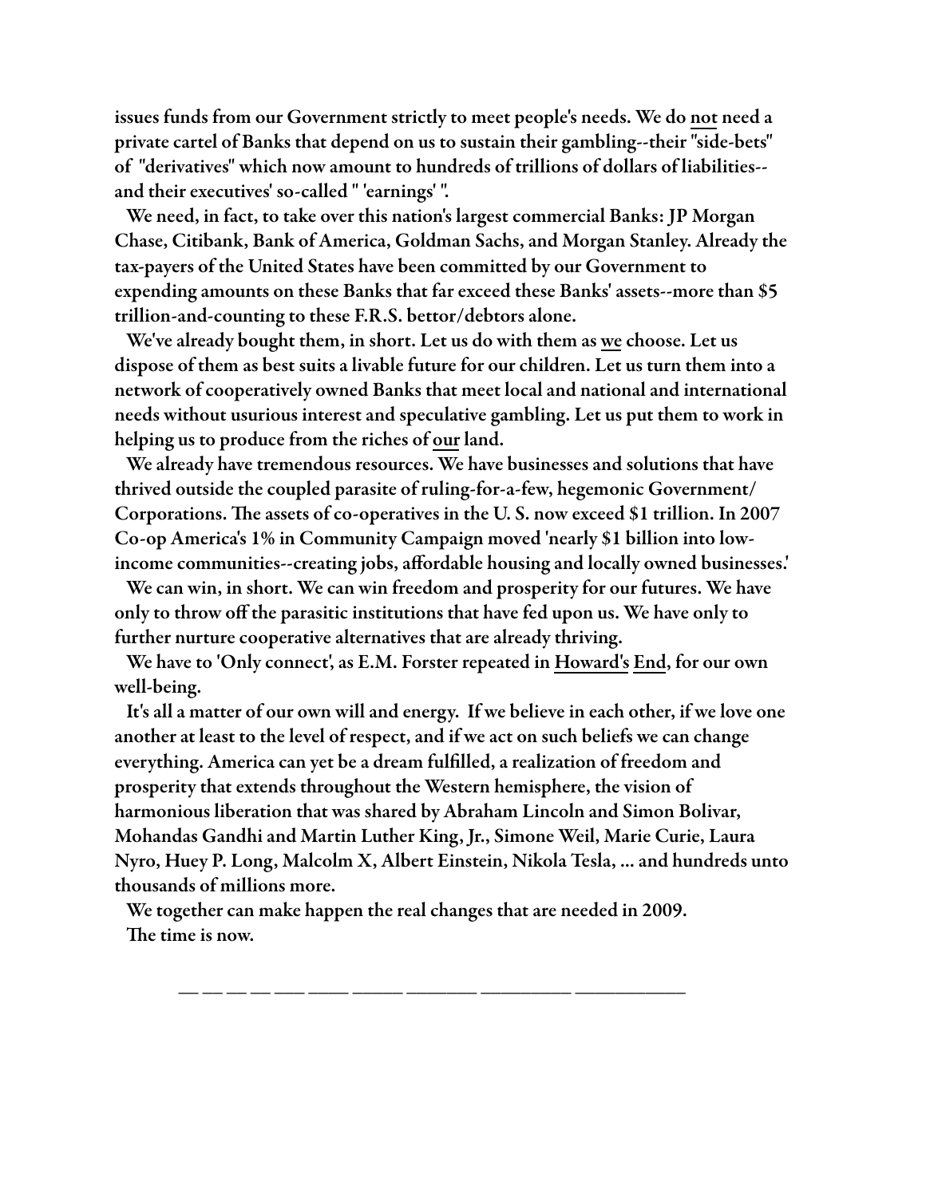**issues funds from our Government strictly to meet people's needs. We do <u>not</u> need a private cartel of Banks that depend on us to sustain their gambling--their "side-bets" of "derivatives" which now amount to hundreds of trillions of dollars of liabilities--and their executives' so-called " 'earnings' ".**

**We need, in fact, to take over this nation's largest commercial Banks: JP Morgan Chase, Citibank, Bank of America, Goldman Sachs, and Morgan Stanley. Already the tax-payers of the United States have been committed by our Government to expending amounts on these Banks that far exceed these Banks' assets--more than $5 trillion-and-counting to these F.R.S. bettor/debtors alone.**

**We've already bought them, in short. Let us do with them as <u>we</u> choose. Let us dispose of them as best suits a livable future for our children. Let us turn them into a network of cooperatively owned Banks that meet local and national and international needs without usurious interest and speculative gambling. Let us put them to work in helping us to produce from the riches of <u>our</u> land.**

**We already have tremendous resources. We have businesses and solutions that have thrived outside the coupled parasite of ruling-for-a-few, hegemonic Government/ Corporations. The assets of co-operatives in the U. S. now exceed $1 trillion. In 2007 Co-op America's 1% in Community Campaign moved 'nearly $1 billion into low-income communities--creating jobs, affordable housing and locally owned businesses.'**

**We can win, in short. We can win freedom and prosperity for our futures. We have only to throw off the parasitic institutions that have fed upon us. We have only to further nurture cooperative alternatives that are already thriving.**

**We have to 'Only connect', as E.M. Forster repeated in <u>Howard's End</u>, for our own well-being.**

**It's all a matter of our own will and energy. If we believe in each other, if we love one another at least to the level of respect, and if we act on such beliefs we can change everything. America can yet be a dream fulfilled, a realization of freedom and prosperity that extends throughout the Western hemisphere, the vision of harmonious liberation that was shared by Abraham Lincoln and Simon Bolivar, Mohandas Gandhi and Martin Luther King, Jr., Simone Weil, Marie Curie, Laura Nyro, Huey P. Long, Malcolm X, Albert Einstein, Nikola Tesla, ... and hundreds unto thousands of millions more.**

**We together can make happen the real changes that are needed in 2009.**

**The time is now.**

— — — — —— ——— ———— —————— ——————— —————————